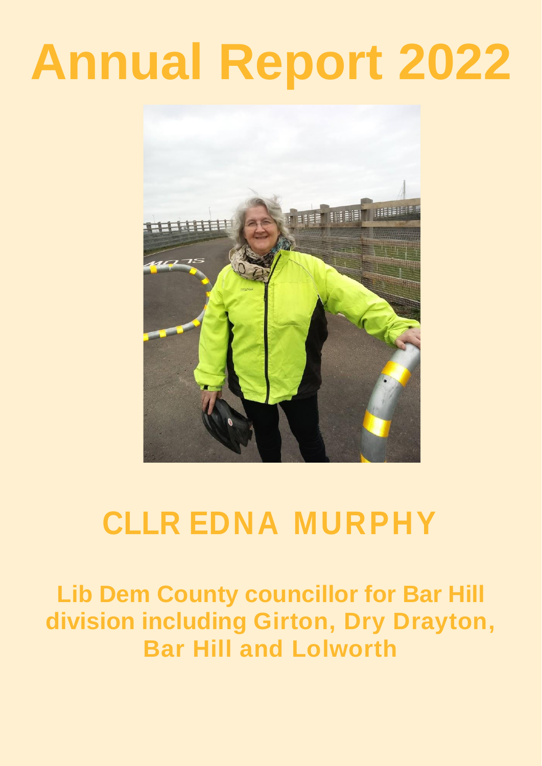# Annual Report 2022

## CLLR EDNA MURPHY

### Lib Dem County councillor for Bar Hill division including Girton, Dry Drayton, Bar Hill and Lolworth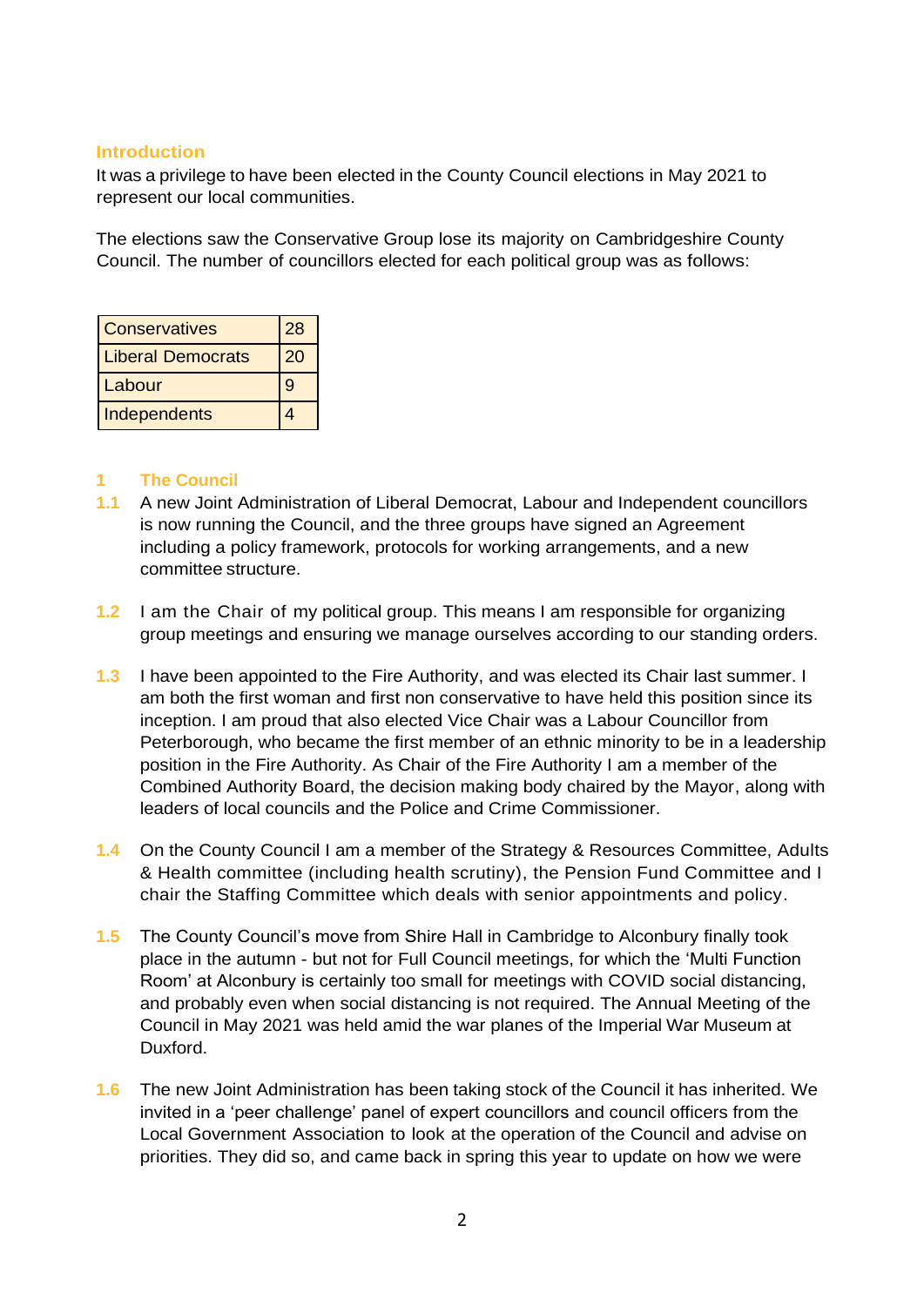## Introduction

It was a privilege to have been elected in the County Council elections in May 2021 to represent our local communities.

The elections saw the Conservative Group lose its majority on Cambridgeshire County Council. The number of councillors elected for each political group was as follows:

| Conservatives | 28 |
|---|---|
| Liberal Democrats | 20 |
| Labour | 9 |
| Independents | 4 |

## 1 The Council

**1.1** A new Joint Administration of Liberal Democrat, Labour and Independent councillors is now running the Council, and the three groups have signed an Agreement including a policy framework, protocols for working arrangements, and a new committee structure.

**1.2** I am the Chair of my political group. This means I am responsible for organizing group meetings and ensuring we manage ourselves according to our standing orders.

**1.3** I have been appointed to the Fire Authority, and was elected its Chair last summer. I am both the first woman and first non conservative to have held this position since its inception. I am proud that also elected Vice Chair was a Labour Councillor from Peterborough, who became the first member of an ethnic minority to be in a leadership position in the Fire Authority. As Chair of the Fire Authority I am a member of the Combined Authority Board, the decision making body chaired by the Mayor, along with leaders of local councils and the Police and Crime Commissioner.

**1.4** On the County Council I am a member of the Strategy & Resources Committee, Adults & Health committee (including health scrutiny), the Pension Fund Committee and I chair the Staffing Committee which deals with senior appointments and policy.

**1.5** The County Council's move from Shire Hall in Cambridge to Alconbury finally took place in the autumn - but not for Full Council meetings, for which the 'Multi Function Room' at Alconbury is certainly too small for meetings with COVID social distancing, and probably even when social distancing is not required. The Annual Meeting of the Council in May 2021 was held amid the war planes of the Imperial War Museum at Duxford.

**1.6** The new Joint Administration has been taking stock of the Council it has inherited. We invited in a 'peer challenge' panel of expert councillors and council officers from the Local Government Association to look at the operation of the Council and advise on priorities. They did so, and came back in spring this year to update on how we were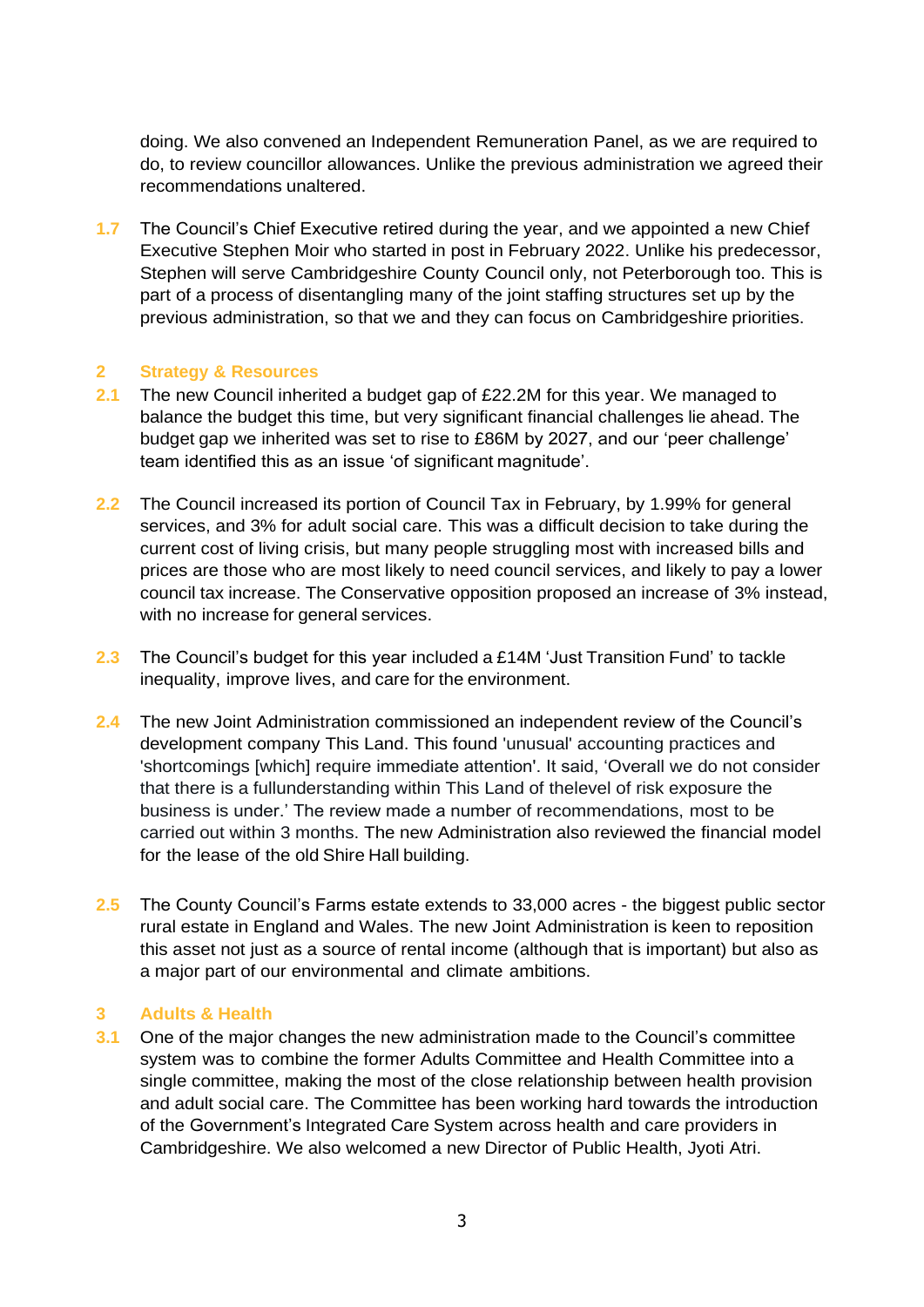doing. We also convened an Independent Remuneration Panel, as we are required to do, to review councillor allowances. Unlike the previous administration we agreed their recommendations unaltered.

**1.7** The Council's Chief Executive retired during the year, and we appointed a new Chief Executive Stephen Moir who started in post in February 2022. Unlike his predecessor, Stephen will serve Cambridgeshire County Council only, not Peterborough too. This is part of a process of disentangling many of the joint staffing structures set up by the previous administration, so that we and they can focus on Cambridgeshire priorities.

## 2 Strategy & Resources

**2.1** The new Council inherited a budget gap of £22.2M for this year. We managed to balance the budget this time, but very significant financial challenges lie ahead. The budget gap we inherited was set to rise to £86M by 2027, and our 'peer challenge' team identified this as an issue 'of significant magnitude'.

**2.2** The Council increased its portion of Council Tax in February, by 1.99% for general services, and 3% for adult social care. This was a difficult decision to take during the current cost of living crisis, but many people struggling most with increased bills and prices are those who are most likely to need council services, and likely to pay a lower council tax increase. The Conservative opposition proposed an increase of 3% instead, with no increase for general services.

**2.3** The Council's budget for this year included a £14M 'Just Transition Fund' to tackle inequality, improve lives, and care for the environment.

**2.4** The new Joint Administration commissioned an independent review of the Council's development company This Land. This found 'unusual' accounting practices and 'shortcomings [which] require immediate attention'. It said, 'Overall we do not consider that there is a fullunderstanding within This Land of thelevel of risk exposure the business is under.' The review made a number of recommendations, most to be carried out within 3 months. The new Administration also reviewed the financial model for the lease of the old Shire Hall building.

**2.5** The County Council's Farms estate extends to 33,000 acres - the biggest public sector rural estate in England and Wales. The new Joint Administration is keen to reposition this asset not just as a source of rental income (although that is important) but also as a major part of our environmental and climate ambitions.

## 3 Adults & Health

**3.1** One of the major changes the new administration made to the Council's committee system was to combine the former Adults Committee and Health Committee into a single committee, making the most of the close relationship between health provision and adult social care. The Committee has been working hard towards the introduction of the Government's Integrated Care System across health and care providers in Cambridgeshire. We also welcomed a new Director of Public Health, Jyoti Atri.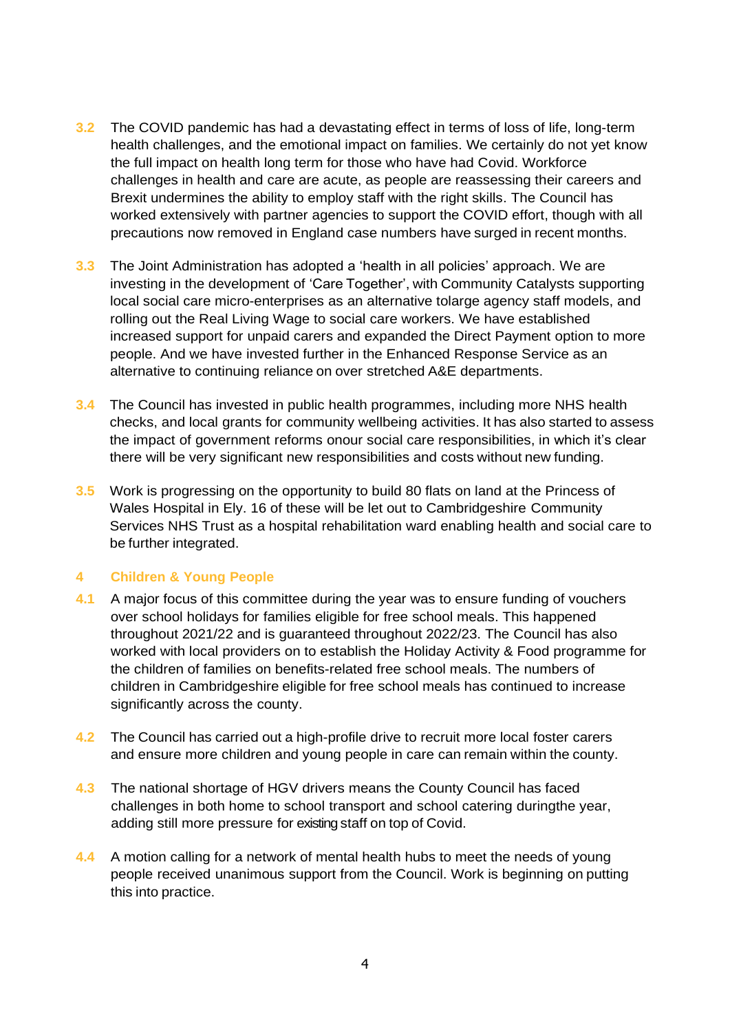**3.2** The COVID pandemic has had a devastating effect in terms of loss of life, long-term health challenges, and the emotional impact on families. We certainly do not yet know the full impact on health long term for those who have had Covid. Workforce challenges in health and care are acute, as people are reassessing their careers and Brexit undermines the ability to employ staff with the right skills. The Council has worked extensively with partner agencies to support the COVID effort, though with all precautions now removed in England case numbers have surged in recent months.

**3.3** The Joint Administration has adopted a 'health in all policies' approach. We are investing in the development of 'Care Together', with Community Catalysts supporting local social care micro-enterprises as an alternative tolarge agency staff models, and rolling out the Real Living Wage to social care workers. We have established increased support for unpaid carers and expanded the Direct Payment option to more people. And we have invested further in the Enhanced Response Service as an alternative to continuing reliance on over stretched A&E departments.

**3.4** The Council has invested in public health programmes, including more NHS health checks, and local grants for community wellbeing activities. It has also started to assess the impact of government reforms onour social care responsibilities, in which it's clear there will be very significant new responsibilities and costs without new funding.

**3.5** Work is progressing on the opportunity to build 80 flats on land at the Princess of Wales Hospital in Ely. 16 of these will be let out to Cambridgeshire Community Services NHS Trust as a hospital rehabilitation ward enabling health and social care to be further integrated.

## 4 Children & Young People

**4.1** A major focus of this committee during the year was to ensure funding of vouchers over school holidays for families eligible for free school meals. This happened throughout 2021/22 and is guaranteed throughout 2022/23. The Council has also worked with local providers on to establish the Holiday Activity & Food programme for the children of families on benefits-related free school meals. The numbers of children in Cambridgeshire eligible for free school meals has continued to increase significantly across the county.

**4.2** The Council has carried out a high-profile drive to recruit more local foster carers and ensure more children and young people in care can remain within the county.

**4.3** The national shortage of HGV drivers means the County Council has faced challenges in both home to school transport and school catering duringthe year, adding still more pressure for existing staff on top of Covid.

**4.4** A motion calling for a network of mental health hubs to meet the needs of young people received unanimous support from the Council. Work is beginning on putting this into practice.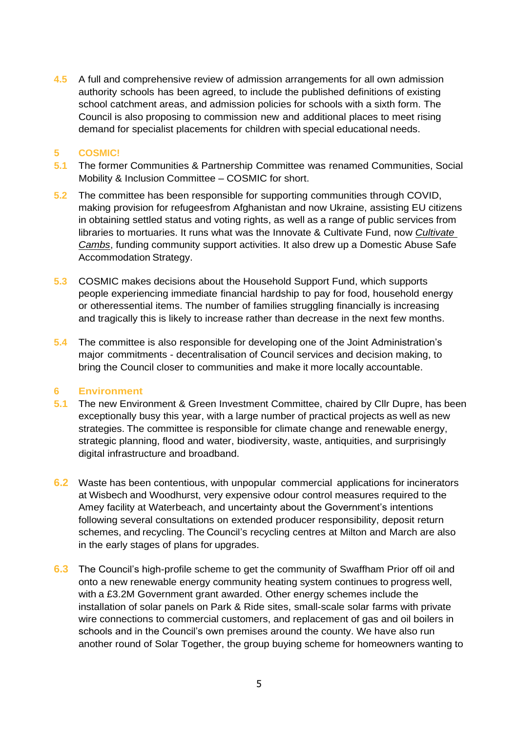**4.5** A full and comprehensive review of admission arrangements for all own admission authority schools has been agreed, to include the published definitions of existing school catchment areas, and admission policies for schools with a sixth form. The Council is also proposing to commission new and additional places to meet rising demand for specialist placements for children with special educational needs.

## 5 COSMIC!

**5.1** The former Communities & Partnership Committee was renamed Communities, Social Mobility & Inclusion Committee – COSMIC for short.

**5.2** The committee has been responsible for supporting communities through COVID, making provision for refugeesfrom Afghanistan and now Ukraine, assisting EU citizens in obtaining settled status and voting rights, as well as a range of public services from libraries to mortuaries. It runs what was the Innovate & Cultivate Fund, now *Cultivate Cambs*, funding community support activities. It also drew up a Domestic Abuse Safe Accommodation Strategy.

**5.3** COSMIC makes decisions about the Household Support Fund, which supports people experiencing immediate financial hardship to pay for food, household energy or otheressential items. The number of families struggling financially is increasing and tragically this is likely to increase rather than decrease in the next few months.

**5.4** The committee is also responsible for developing one of the Joint Administration's major commitments - decentralisation of Council services and decision making, to bring the Council closer to communities and make it more locally accountable.

## 6 Environment

**5.1** The new Environment & Green Investment Committee, chaired by Cllr Dupre, has been exceptionally busy this year, with a large number of practical projects as well as new strategies. The committee is responsible for climate change and renewable energy, strategic planning, flood and water, biodiversity, waste, antiquities, and surprisingly digital infrastructure and broadband.

**6.2** Waste has been contentious, with unpopular commercial applications for incinerators at Wisbech and Woodhurst, very expensive odour control measures required to the Amey facility at Waterbeach, and uncertainty about the Government's intentions following several consultations on extended producer responsibility, deposit return schemes, and recycling. The Council's recycling centres at Milton and March are also in the early stages of plans for upgrades.

**6.3** The Council's high-profile scheme to get the community of Swaffham Prior off oil and onto a new renewable energy community heating system continues to progress well, with a £3.2M Government grant awarded. Other energy schemes include the installation of solar panels on Park & Ride sites, small-scale solar farms with private wire connections to commercial customers, and replacement of gas and oil boilers in schools and in the Council's own premises around the county. We have also run another round of Solar Together, the group buying scheme for homeowners wanting to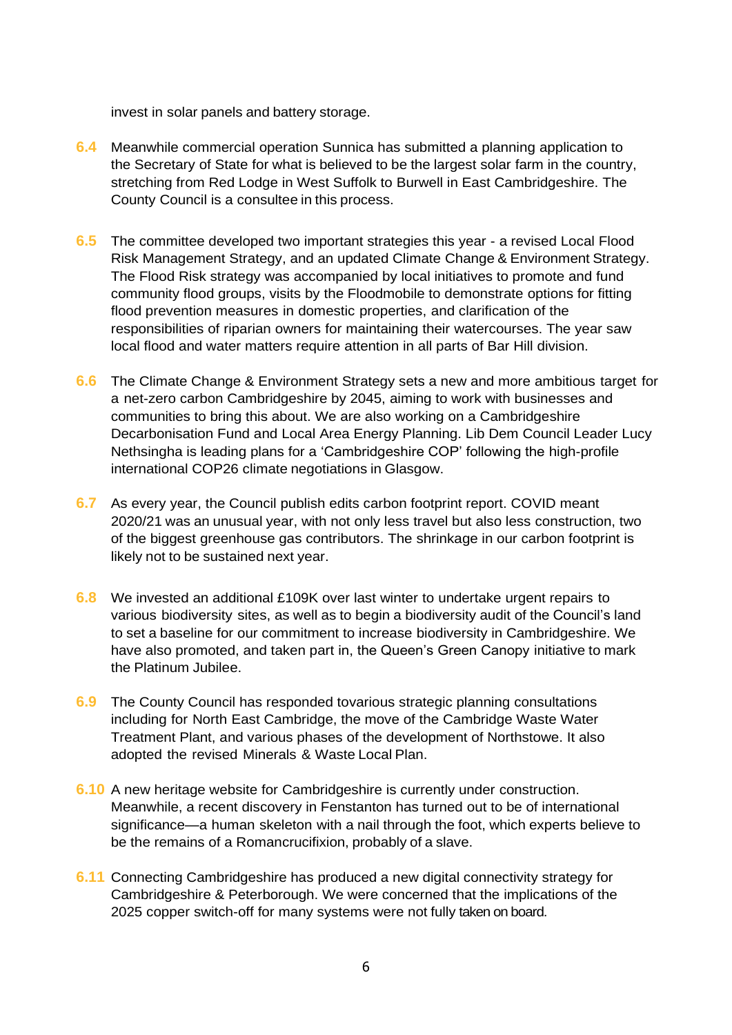invest in solar panels and battery storage.

**6.4** Meanwhile commercial operation Sunnica has submitted a planning application to the Secretary of State for what is believed to be the largest solar farm in the country, stretching from Red Lodge in West Suffolk to Burwell in East Cambridgeshire. The County Council is a consultee in this process.

**6.5** The committee developed two important strategies this year - a revised Local Flood Risk Management Strategy, and an updated Climate Change & Environment Strategy. The Flood Risk strategy was accompanied by local initiatives to promote and fund community flood groups, visits by the Floodmobile to demonstrate options for fitting flood prevention measures in domestic properties, and clarification of the responsibilities of riparian owners for maintaining their watercourses. The year saw local flood and water matters require attention in all parts of Bar Hill division.

**6.6** The Climate Change & Environment Strategy sets a new and more ambitious target for a net-zero carbon Cambridgeshire by 2045, aiming to work with businesses and communities to bring this about. We are also working on a Cambridgeshire Decarbonisation Fund and Local Area Energy Planning. Lib Dem Council Leader Lucy Nethsingha is leading plans for a 'Cambridgeshire COP' following the high-profile international COP26 climate negotiations in Glasgow.

**6.7** As every year, the Council publish edits carbon footprint report. COVID meant 2020/21 was an unusual year, with not only less travel but also less construction, two of the biggest greenhouse gas contributors. The shrinkage in our carbon footprint is likely not to be sustained next year.

**6.8** We invested an additional £109K over last winter to undertake urgent repairs to various biodiversity sites, as well as to begin a biodiversity audit of the Council's land to set a baseline for our commitment to increase biodiversity in Cambridgeshire. We have also promoted, and taken part in, the Queen's Green Canopy initiative to mark the Platinum Jubilee.

**6.9** The County Council has responded tovarious strategic planning consultations including for North East Cambridge, the move of the Cambridge Waste Water Treatment Plant, and various phases of the development of Northstowe. It also adopted the revised Minerals & Waste Local Plan.

**6.10** A new heritage website for Cambridgeshire is currently under construction. Meanwhile, a recent discovery in Fenstanton has turned out to be of international significance—a human skeleton with a nail through the foot, which experts believe to be the remains of a Romancrucifixion, probably of a slave.

**6.11** Connecting Cambridgeshire has produced a new digital connectivity strategy for Cambridgeshire & Peterborough. We were concerned that the implications of the 2025 copper switch-off for many systems were not fully taken on board.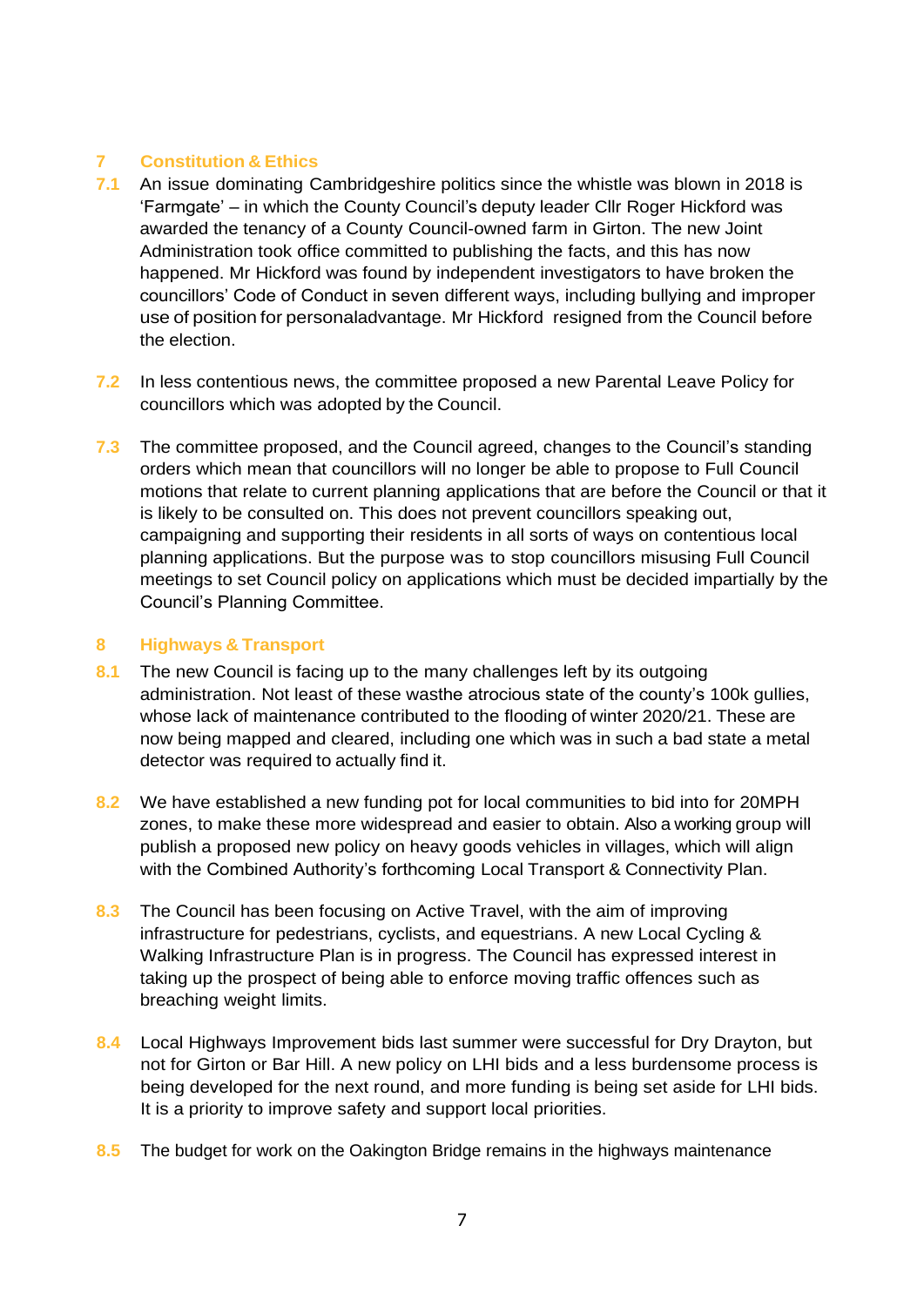## 7 Constitution & Ethics

**7.1** An issue dominating Cambridgeshire politics since the whistle was blown in 2018 is 'Farmgate' – in which the County Council's deputy leader Cllr Roger Hickford was awarded the tenancy of a County Council-owned farm in Girton. The new Joint Administration took office committed to publishing the facts, and this has now happened. Mr Hickford was found by independent investigators to have broken the councillors' Code of Conduct in seven different ways, including bullying and improper use of position for personaladvantage. Mr Hickford resigned from the Council before the election.

**7.2** In less contentious news, the committee proposed a new Parental Leave Policy for councillors which was adopted by the Council.

**7.3** The committee proposed, and the Council agreed, changes to the Council's standing orders which mean that councillors will no longer be able to propose to Full Council motions that relate to current planning applications that are before the Council or that it is likely to be consulted on. This does not prevent councillors speaking out, campaigning and supporting their residents in all sorts of ways on contentious local planning applications. But the purpose was to stop councillors misusing Full Council meetings to set Council policy on applications which must be decided impartially by the Council's Planning Committee.

## 8 Highways & Transport

**8.1** The new Council is facing up to the many challenges left by its outgoing administration. Not least of these wasthe atrocious state of the county's 100k gullies, whose lack of maintenance contributed to the flooding of winter 2020/21. These are now being mapped and cleared, including one which was in such a bad state a metal detector was required to actually find it.

**8.2** We have established a new funding pot for local communities to bid into for 20MPH zones, to make these more widespread and easier to obtain. Also a working group will publish a proposed new policy on heavy goods vehicles in villages, which will align with the Combined Authority's forthcoming Local Transport & Connectivity Plan.

**8.3** The Council has been focusing on Active Travel, with the aim of improving infrastructure for pedestrians, cyclists, and equestrians. A new Local Cycling & Walking Infrastructure Plan is in progress. The Council has expressed interest in taking up the prospect of being able to enforce moving traffic offences such as breaching weight limits.

**8.4** Local Highways Improvement bids last summer were successful for Dry Drayton, but not for Girton or Bar Hill. A new policy on LHI bids and a less burdensome process is being developed for the next round, and more funding is being set aside for LHI bids. It is a priority to improve safety and support local priorities.

**8.5** The budget for work on the Oakington Bridge remains in the highways maintenance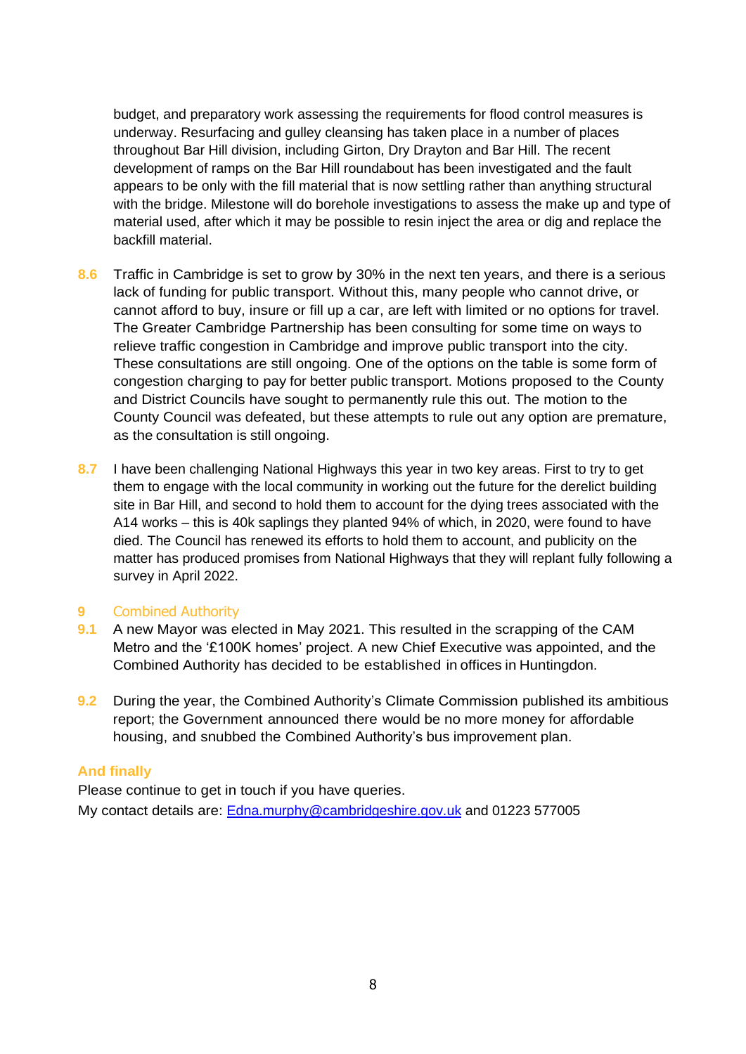budget, and preparatory work assessing the requirements for flood control measures is underway. Resurfacing and gulley cleansing has taken place in a number of places throughout Bar Hill division, including Girton, Dry Drayton and Bar Hill. The recent development of ramps on the Bar Hill roundabout has been investigated and the fault appears to be only with the fill material that is now settling rather than anything structural with the bridge. Milestone will do borehole investigations to assess the make up and type of material used, after which it may be possible to resin inject the area or dig and replace the backfill material.

**8.6** Traffic in Cambridge is set to grow by 30% in the next ten years, and there is a serious lack of funding for public transport. Without this, many people who cannot drive, or cannot afford to buy, insure or fill up a car, are left with limited or no options for travel. The Greater Cambridge Partnership has been consulting for some time on ways to relieve traffic congestion in Cambridge and improve public transport into the city. These consultations are still ongoing. One of the options on the table is some form of congestion charging to pay for better public transport. Motions proposed to the County and District Councils have sought to permanently rule this out. The motion to the County Council was defeated, but these attempts to rule out any option are premature, as the consultation is still ongoing.

**8.7** I have been challenging National Highways this year in two key areas. First to try to get them to engage with the local community in working out the future for the derelict building site in Bar Hill, and second to hold them to account for the dying trees associated with the A14 works – this is 40k saplings they planted 94% of which, in 2020, were found to have died. The Council has renewed its efforts to hold them to account, and publicity on the matter has produced promises from National Highways that they will replant fully following a survey in April 2022.

## 9 Combined Authority

**9.1** A new Mayor was elected in May 2021. This resulted in the scrapping of the CAM Metro and the '£100K homes' project. A new Chief Executive was appointed, and the Combined Authority has decided to be established in offices in Huntingdon.

**9.2** During the year, the Combined Authority's Climate Commission published its ambitious report; the Government announced there would be no more money for affordable housing, and snubbed the Combined Authority's bus improvement plan.

## And finally

Please continue to get in touch if you have queries.
My contact details are: Edna.murphy@cambridgeshire.gov.uk and 01223 577005